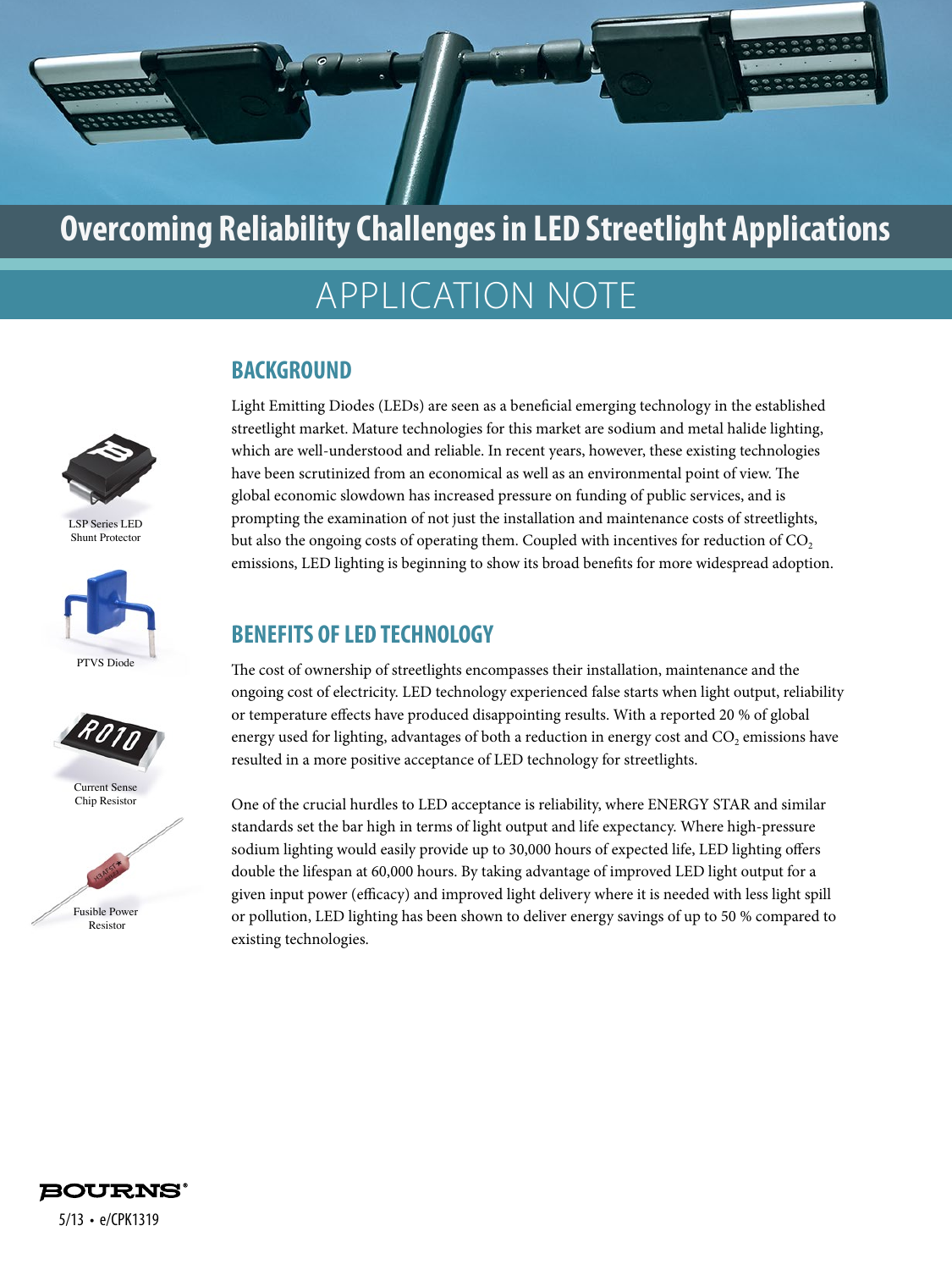# Overcoming Reliability Challenges in LED Streetlight Applications

## APPLICATION NOTE

LSP Series LED Shunt Protector

PTVS Diode

Current Sense Chip Resistor

Fusible Power Resistor

## BACKGROUND

Light Emitting Diodes (LEDs) are seen as a beneficial emerging technology in the established streetlight market. Mature technologies for this market are sodium and metal halide lighting, which are well-understood and reliable. In recent years, however, these existing technologies have been scrutinized from an economical as well as an environmental point of view. The global economic slowdown has increased pressure on funding of public services, and is prompting the examination of not just the installation and maintenance costs of streetlights, but also the ongoing costs of operating them. Coupled with incentives for reduction of $CO_2$ emissions, LED lighting is beginning to show its broad benefits for more widespread adoption.

## BENEFITS OF LED TECHNOLOGY

The cost of ownership of streetlights encompasses their installation, maintenance and the ongoing cost of electricity. LED technology experienced false starts when light output, reliability or temperature effects have produced disappointing results. With a reported 20 % of global energy used for lighting, advantages of both a reduction in energy cost and $CO_2$ emissions have resulted in a more positive acceptance of LED technology for streetlights.

One of the crucial hurdles to LED acceptance is reliability, where ENERGY STAR and similar standards set the bar high in terms of light output and life expectancy. Where high-pressure sodium lighting would easily provide up to 30,000 hours of expected life, LED lighting offers double the lifespan at 60,000 hours. By taking advantage of improved LED light output for a given input power (efficacy) and improved light delivery where it is needed with less light spill or pollution, LED lighting has been shown to deliver energy savings of up to 50 % compared to existing technologies.

BOURNS®

5/13 • e/CPK1319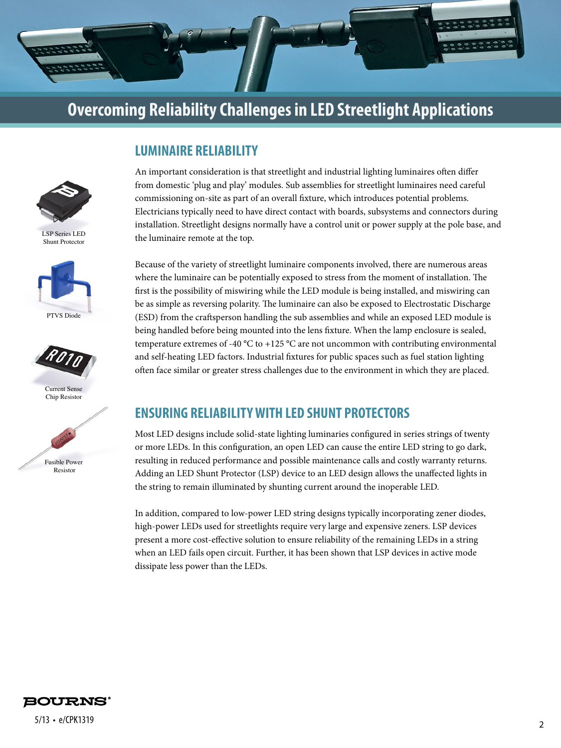# Overcoming Reliability Challenges in LED Streetlight Applications

## LUMINAIRE RELIABILITY

An important consideration is that streetlight and industrial lighting luminaires often differ from domestic 'plug and play' modules. Sub assemblies for streetlight luminaires need careful commissioning on-site as part of an overall fixture, which introduces potential problems. Electricians typically need to have direct contact with boards, subsystems and connectors during installation. Streetlight designs normally have a control unit or power supply at the pole base, and the luminaire remote at the top.

Because of the variety of streetlight luminaire components involved, there are numerous areas where the luminaire can be potentially exposed to stress from the moment of installation. The first is the possibility of miswiring while the LED module is being installed, and miswiring can be as simple as reversing polarity. The luminaire can also be exposed to Electrostatic Discharge (ESD) from the craftsperson handling the sub assemblies and while an exposed LED module is being handled before being mounted into the lens fixture. When the lamp enclosure is sealed, temperature extremes of -40 °C to +125 °C are not uncommon with contributing environmental and self-heating LED factors. Industrial fixtures for public spaces such as fuel station lighting often face similar or greater stress challenges due to the environment in which they are placed.

LSP Series LED Shunt Protector

PTVS Diode

Current Sense Chip Resistor

Fusible Power Resistor

## ENSURING RELIABILITY WITH LED SHUNT PROTECTORS

Most LED designs include solid-state lighting luminaries configured in series strings of twenty or more LEDs. In this configuration, an open LED can cause the entire LED string to go dark, resulting in reduced performance and possible maintenance calls and costly warranty returns. Adding an LED Shunt Protector (LSP) device to an LED design allows the unaffected lights in the string to remain illuminated by shunting current around the inoperable LED.

In addition, compared to low-power LED string designs typically incorporating zener diodes, high-power LEDs used for streetlights require very large and expensive zeners. LSP devices present a more cost-effective solution to ensure reliability of the remaining LEDs in a string when an LED fails open circuit. Further, it has been shown that LSP devices in active mode dissipate less power than the LEDs.

BOURNS®

5/13 • e/CPK1319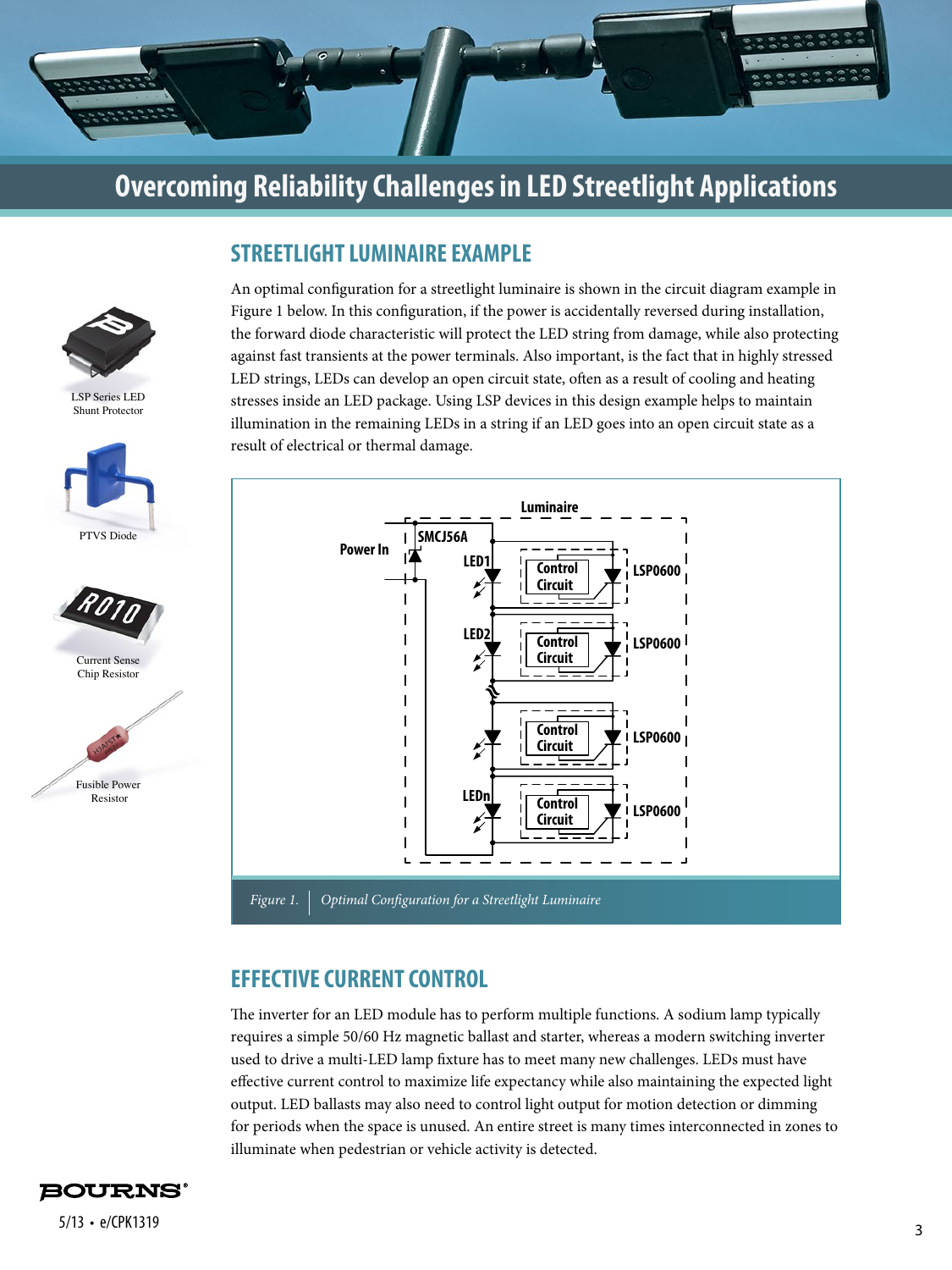# Overcoming Reliability Challenges in LED Streetlight Applications

LSP Series LED Shunt Protector

PTVS Diode

Current Sense Chip Resistor

Fusible Power Resistor

## STREETLIGHT LUMINAIRE EXAMPLE

An optimal configuration for a streetlight luminaire is shown in the circuit diagram example in Figure 1 below. In this configuration, if the power is accidentally reversed during installation, the forward diode characteristic will protect the LED string from damage, while also protecting against fast transients at the power terminals. Also important, is the fact that in highly stressed LED strings, LEDs can develop an open circuit state, often as a result of cooling and heating stresses inside an LED package. Using LSP devices in this design example helps to maintain illumination in the remaining LEDs in a string if an LED goes into an open circuit state as a result of electrical or thermal damage.

*Figure 1.* | *Optimal Configuration for a Streetlight Luminaire*

## EFFECTIVE CURRENT CONTROL

The inverter for an LED module has to perform multiple functions. A sodium lamp typically requires a simple 50/60 Hz magnetic ballast and starter, whereas a modern switching inverter used to drive a multi-LED lamp fixture has to meet many new challenges. LEDs must have effective current control to maximize life expectancy while also maintaining the expected light output. LED ballasts may also need to control light output for motion detection or dimming for periods when the space is unused. An entire street is many times interconnected in zones to illuminate when pedestrian or vehicle activity is detected.

5/13 • e/CPK1319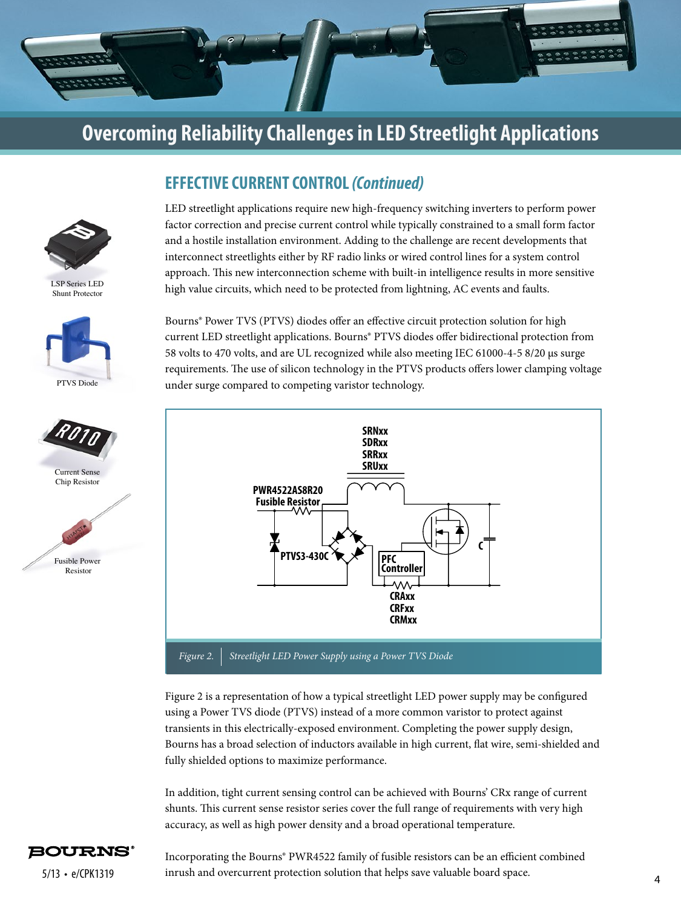# Overcoming Reliability Challenges in LED Streetlight Applications

## EFFECTIVE CURRENT CONTROL *(Continued)*

LED streetlight applications require new high-frequency switching inverters to perform power factor correction and precise current control while typically constrained to a small form factor and a hostile installation environment. Adding to the challenge are recent developments that interconnect streetlights either by RF radio links or wired control lines for a system control approach. This new interconnection scheme with built-in intelligence results in more sensitive high value circuits, which need to be protected from lightning, AC events and faults.

Bourns® Power TVS (PTVS) diodes offer an effective circuit protection solution for high current LED streetlight applications. Bourns® PTVS diodes offer bidirectional protection from 58 volts to 470 volts, and are UL recognized while also meeting IEC 61000-4-5 8/20 µs surge requirements. The use of silicon technology in the PTVS products offers lower clamping voltage under surge compared to competing varistor technology.

LSP Series LED Shunt Protector

PTVS Diode

Current Sense Chip Resistor

Fusible Power Resistor

*Figure 2. Streetlight LED Power Supply using a Power TVS Diode*

Figure 2 is a representation of how a typical streetlight LED power supply may be configured using a Power TVS diode (PTVS) instead of a more common varistor to protect against transients in this electrically-exposed environment. Completing the power supply design, Bourns has a broad selection of inductors available in high current, flat wire, semi-shielded and fully shielded options to maximize performance.

In addition, tight current sensing control can be achieved with Bourns' CRx range of current shunts. This current sense resistor series cover the full range of requirements with very high accuracy, as well as high power density and a broad operational temperature.

Incorporating the Bourns® PWR4522 family of fusible resistors can be an efficient combined inrush and overcurrent protection solution that helps save valuable board space.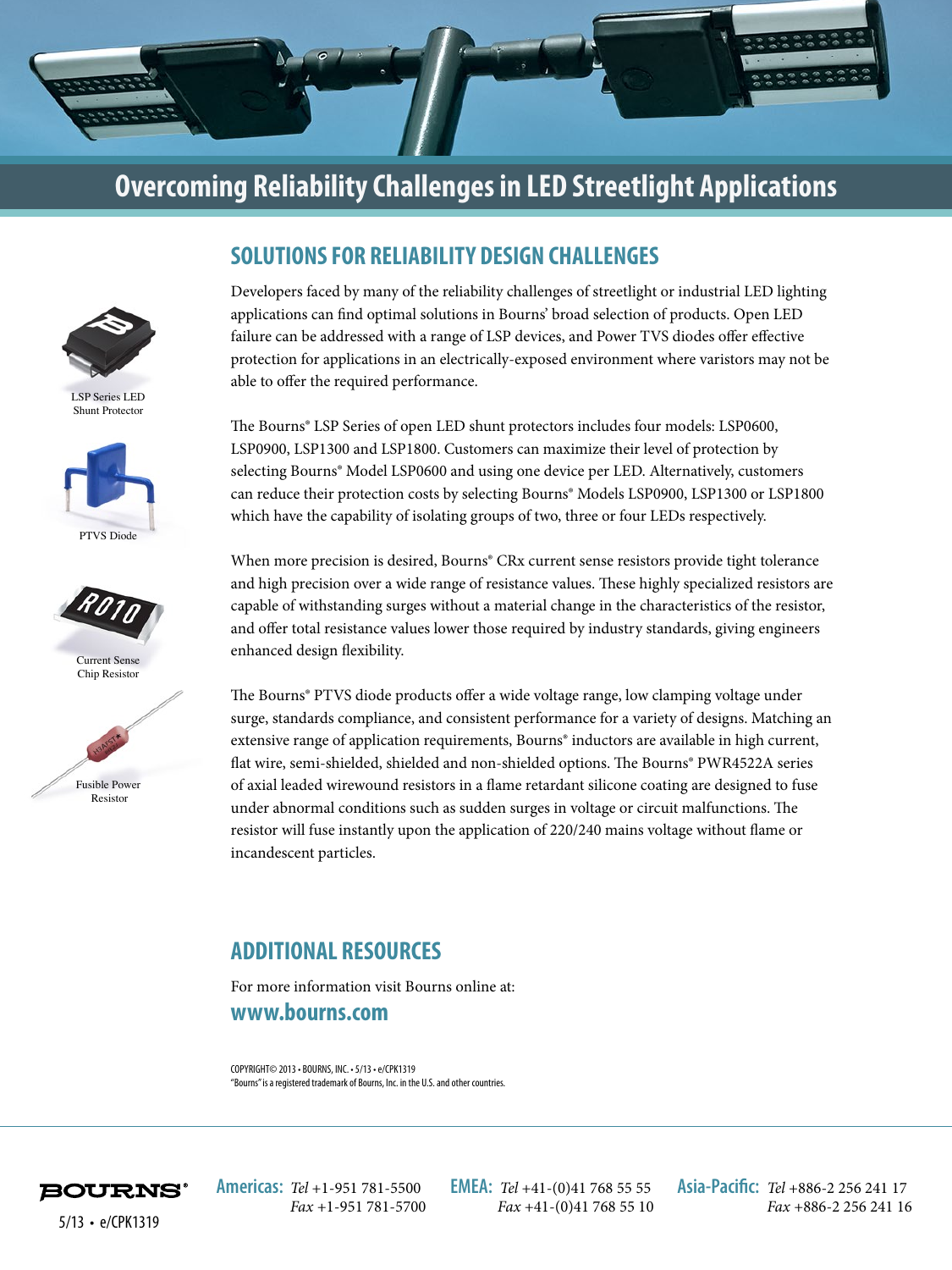# Overcoming Reliability Challenges in LED Streetlight Applications

LSP Series LED Shunt Protector

PTVS Diode

Current Sense Chip Resistor

Fusible Power Resistor

## SOLUTIONS FOR RELIABILITY DESIGN CHALLENGES

Developers faced by many of the reliability challenges of streetlight or industrial LED lighting applications can find optimal solutions in Bourns' broad selection of products. Open LED failure can be addressed with a range of LSP devices, and Power TVS diodes offer effective protection for applications in an electrically-exposed environment where varistors may not be able to offer the required performance.

The Bourns® LSP Series of open LED shunt protectors includes four models: LSP0600, LSP0900, LSP1300 and LSP1800. Customers can maximize their level of protection by selecting Bourns® Model LSP0600 and using one device per LED. Alternatively, customers can reduce their protection costs by selecting Bourns® Models LSP0900, LSP1300 or LSP1800 which have the capability of isolating groups of two, three or four LEDs respectively.

When more precision is desired, Bourns® CRx current sense resistors provide tight tolerance and high precision over a wide range of resistance values. These highly specialized resistors are capable of withstanding surges without a material change in the characteristics of the resistor, and offer total resistance values lower those required by industry standards, giving engineers enhanced design flexibility.

The Bourns® PTVS diode products offer a wide voltage range, low clamping voltage under surge, standards compliance, and consistent performance for a variety of designs. Matching an extensive range of application requirements, Bourns® inductors are available in high current, flat wire, semi-shielded, shielded and non-shielded options. The Bourns® PWR4522A series of axial leaded wirewound resistors in a flame retardant silicone coating are designed to fuse under abnormal conditions such as sudden surges in voltage or circuit malfunctions. The resistor will fuse instantly upon the application of 220/240 mains voltage without flame or incandescent particles.

## ADDITIONAL RESOURCES

For more information visit Bourns online at:

**www.bourns.com**

COPYRIGHT© 2013 • BOURNS, INC. • 5/13 • e/CPK1319
"Bourns" is a registered trademark of Bourns, Inc. in the U.S. and other countries.

BOURNS®

5/13 • e/CPK1319

**Americas:** *Tel* +1-951 781-5500
*Fax* +1-951 781-5700

**EMEA:** *Tel* +41-(0)41 768 55 55
*Fax* +41-(0)41 768 55 10

**Asia-Pacific:** *Tel* +886-2 256 241 17
*Fax* +886-2 256 241 16